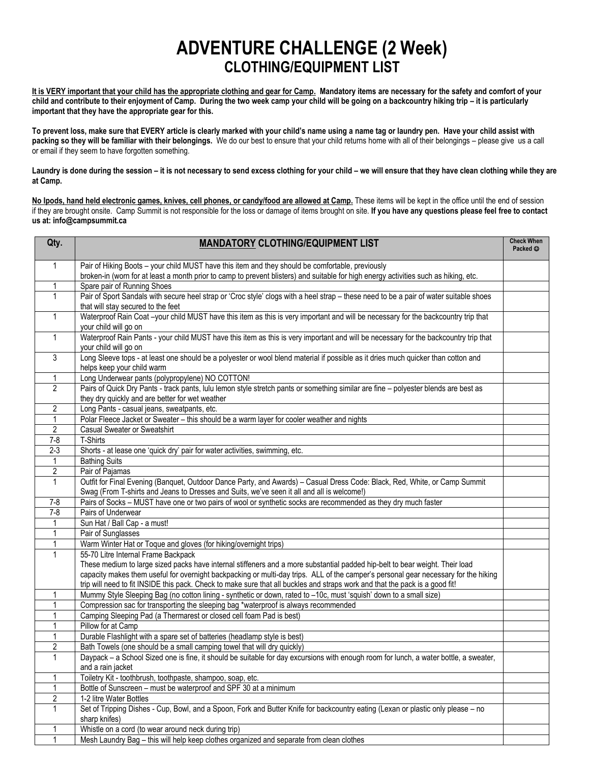# ADVENTURE CHALLENGE (2 Week)

## CLOTHING/EQUIPMENT LIST

**It is VERY important that your child has the appropriate clothing and gear for Camp. Mandatory items are necessary for the safety and comfort of your child and contribute to their enjoyment of Camp. During the two week camp your child will be going on a backcountry hiking trip – it is particularly important that they have the appropriate gear for this.**

**To prevent loss, make sure that EVERY article is clearly marked with your child's name using a name tag or laundry pen. Have your child assist with packing so they will be familiar with their belongings.** We do our best to ensure that your child returns home with all of their belongings – please give us a call or email if they seem to have forgotten something.

**Laundry is done during the session – it is not necessary to send excess clothing for your child – we will ensure that they have clean clothing while they are at Camp.**

**No Ipods, hand held electronic games, knives, cell phones, or candy/food are allowed at Camp.** These items will be kept in the office until the end of session if they are brought onsite. Camp Summit is not responsible for the loss or damage of items brought on site. **If you have any questions please feel free to contact us at: info@campsummit.ca**

| Qty. | **MANDATORY CLOTHING/EQUIPMENT LIST** | Check When Packed ☺ |
|---|---|---|
| 1 | Pair of Hiking Boots – your child MUST have this item and they should be comfortable, previously broken-in (worn for at least a month prior to camp to prevent blisters) and suitable for high energy activities such as hiking, etc. | |
| 1 | Spare pair of Running Shoes | |
| 1 | Pair of Sport Sandals with secure heel strap or 'Croc style' clogs with a heel strap – these need to be a pair of water suitable shoes that will stay secured to the feet | |
| 1 | Waterproof Rain Coat –your child MUST have this item as this is very important and will be necessary for the backcountry trip that your child will go on | |
| 1 | Waterproof Rain Pants - your child MUST have this item as this is very important and will be necessary for the backcountry trip that your child will go on | |
| 3 | Long Sleeve tops - at least one should be a polyester or wool blend material if possible as it dries much quicker than cotton and helps keep your child warm | |
| 1 | Long Underwear pants (polypropylene) NO COTTON! | |
| 2 | Pairs of Quick Dry Pants - track pants, lulu lemon style stretch pants or something similar are fine – polyester blends are best as they dry quickly and are better for wet weather | |
| 2 | Long Pants - casual jeans, sweatpants, etc. | |
| 1 | Polar Fleece Jacket or Sweater – this should be a warm layer for cooler weather and nights | |
| 2 | Casual Sweater or Sweatshirt | |
| 7-8 | T-Shirts | |
| 2-3 | Shorts - at lease one 'quick dry' pair for water activities, swimming, etc. | |
| 1 | Bathing Suits | |
| 2 | Pair of Pajamas | |
| 1 | Outfit for Final Evening (Banquet, Outdoor Dance Party, and Awards) – Casual Dress Code: Black, Red, White, or Camp Summit Swag (From T-shirts and Jeans to Dresses and Suits, we've seen it all and all is welcome!) | |
| 7-8 | Pairs of Socks – MUST have one or two pairs of wool or synthetic socks are recommended as they dry much faster | |
| 7-8 | Pairs of Underwear | |
| 1 | Sun Hat / Ball Cap - a must! | |
| 1 | Pair of Sunglasses | |
| 1 | Warm Winter Hat or Toque and gloves (for hiking/overnight trips) | |
| 1 | 55-70 Litre Internal Frame Backpack<br>These medium to large sized packs have internal stiffeners and a more substantial padded hip-belt to bear weight. Their load capacity makes them useful for overnight backpacking or multi-day trips. ALL of the camper's personal gear necessary for the hiking trip will need to fit INSIDE this pack. Check to make sure that all buckles and straps work and that the pack is a good fit! | |
| 1 | Mummy Style Sleeping Bag (no cotton lining - synthetic or down, rated to –10c, must 'squish' down to a small size) | |
| 1 | Compression sac for transporting the sleeping bag *waterproof is always recommended | |
| 1 | Camping Sleeping Pad (a Thermarest or closed cell foam Pad is best) | |
| 1 | Pillow for at Camp | |
| 1 | Durable Flashlight with a spare set of batteries (headlamp style is best) | |
| 2 | Bath Towels (one should be a small camping towel that will dry quickly) | |
| 1 | Daypack – a School Sized one is fine, it should be suitable for day excursions with enough room for lunch, a water bottle, a sweater, and a rain jacket | |
| 1 | Toiletry Kit - toothbrush, toothpaste, shampoo, soap, etc. | |
| 1 | Bottle of Sunscreen – must be waterproof and SPF 30 at a minimum | |
| 2 | 1-2 litre Water Bottles | |
| 1 | Set of Tripping Dishes - Cup, Bowl, and a Spoon, Fork and Butter Knife for backcountry eating (Lexan or plastic only please – no sharp knifes) | |
| 1 | Whistle on a cord (to wear around neck during trip) | |
| 1 | Mesh Laundry Bag – this will help keep clothes organized and separate from clean clothes | |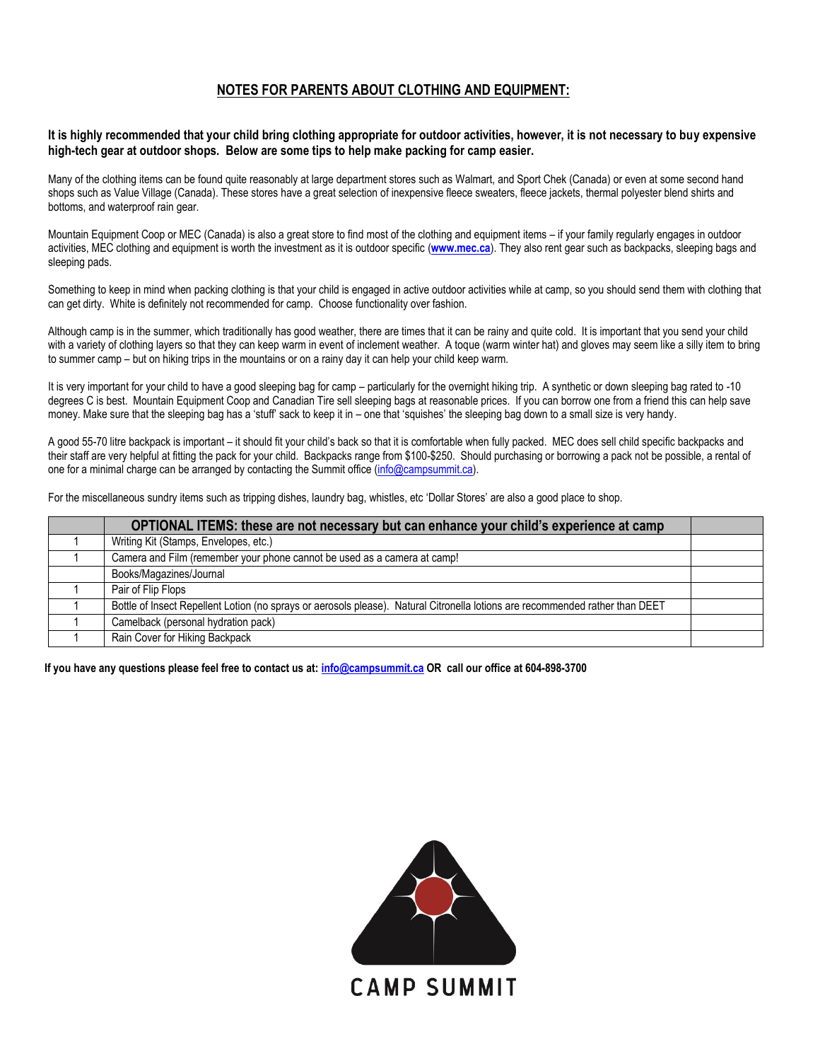## NOTES FOR PARENTS ABOUT CLOTHING AND EQUIPMENT:

**It is highly recommended that your child bring clothing appropriate for outdoor activities, however, it is not necessary to buy expensive high-tech gear at outdoor shops. Below are some tips to help make packing for camp easier.**

Many of the clothing items can be found quite reasonably at large department stores such as Walmart, and Sport Chek (Canada) or even at some second hand shops such as Value Village (Canada). These stores have a great selection of inexpensive fleece sweaters, fleece jackets, thermal polyester blend shirts and bottoms, and waterproof rain gear.

Mountain Equipment Coop or MEC (Canada) is also a great store to find most of the clothing and equipment items – if your family regularly engages in outdoor activities, MEC clothing and equipment is worth the investment as it is outdoor specific (**www.mec.ca**). They also rent gear such as backpacks, sleeping bags and sleeping pads.

Something to keep in mind when packing clothing is that your child is engaged in active outdoor activities while at camp, so you should send them with clothing that can get dirty. White is definitely not recommended for camp. Choose functionality over fashion.

Although camp is in the summer, which traditionally has good weather, there are times that it can be rainy and quite cold. It is important that you send your child with a variety of clothing layers so that they can keep warm in event of inclement weather. A toque (warm winter hat) and gloves may seem like a silly item to bring to summer camp – but on hiking trips in the mountains or on a rainy day it can help your child keep warm.

It is very important for your child to have a good sleeping bag for camp – particularly for the overnight hiking trip. A synthetic or down sleeping bag rated to -10 degrees C is best. Mountain Equipment Coop and Canadian Tire sell sleeping bags at reasonable prices. If you can borrow one from a friend this can help save money. Make sure that the sleeping bag has a 'stuff' sack to keep it in – one that 'squishes' the sleeping bag down to a small size is very handy.

A good 55-70 litre backpack is important – it should fit your child's back so that it is comfortable when fully packed. MEC does sell child specific backpacks and their staff are very helpful at fitting the pack for your child. Backpacks range from $100-$250. Should purchasing or borrowing a pack not be possible, a rental of one for a minimal charge can be arranged by contacting the Summit office (info@campsummit.ca).

For the miscellaneous sundry items such as tripping dishes, laundry bag, whistles, etc 'Dollar Stores' are also a good place to shop.

| | **OPTIONAL ITEMS: these are not necessary but can enhance your child's experience at camp** | |
|---|---|---|
| 1 | Writing Kit (Stamps, Envelopes, etc.) | |
| 1 | Camera and Film (remember your phone cannot be used as a camera at camp! | |
| | Books/Magazines/Journal | |
| 1 | Pair of Flip Flops | |
| 1 | Bottle of Insect Repellent Lotion (no sprays or aerosols please). Natural Citronella lotions are recommended rather than DEET | |
| 1 | Camelback (personal hydration pack) | |
| 1 | Rain Cover for Hiking Backpack | |

**If you have any questions please feel free to contact us at: info@campsummit.ca OR call our office at 604-898-3700**

CAMP SUMMIT